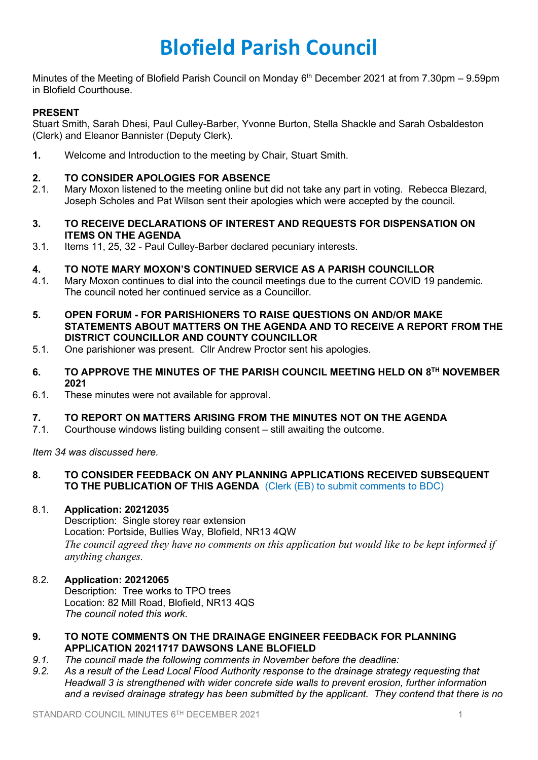# Blofield Parish Council

Minutes of the Meeting of Blofield Parish Council on Monday 6th December 2021 at from 7.30pm – 9.59pm in Blofield Courthouse.

**PRESENT**
Stuart Smith, Sarah Dhesi, Paul Culley-Barber, Yvonne Burton, Stella Shackle and Sarah Osbaldeston (Clerk) and Eleanor Bannister (Deputy Clerk).

**1.** Welcome and Introduction to the meeting by Chair, Stuart Smith.

**2. TO CONSIDER APOLOGIES FOR ABSENCE**

2.1. Mary Moxon listened to the meeting online but did not take any part in voting. Rebecca Blezard, Joseph Scholes and Pat Wilson sent their apologies which were accepted by the council.

**3. TO RECEIVE DECLARATIONS OF INTEREST AND REQUESTS FOR DISPENSATION ON ITEMS ON THE AGENDA**

3.1. Items 11, 25, 32 - Paul Culley-Barber declared pecuniary interests.

**4. TO NOTE MARY MOXON'S CONTINUED SERVICE AS A PARISH COUNCILLOR**

4.1. Mary Moxon continues to dial into the council meetings due to the current COVID 19 pandemic. The council noted her continued service as a Councillor.

**5. OPEN FORUM - FOR PARISHIONERS TO RAISE QUESTIONS ON AND/OR MAKE STATEMENTS ABOUT MATTERS ON THE AGENDA AND TO RECEIVE A REPORT FROM THE DISTRICT COUNCILLOR AND COUNTY COUNCILLOR**

5.1. One parishioner was present. Cllr Andrew Proctor sent his apologies.

**6. TO APPROVE THE MINUTES OF THE PARISH COUNCIL MEETING HELD ON 8TH NOVEMBER 2021**

6.1. These minutes were not available for approval.

**7. TO REPORT ON MATTERS ARISING FROM THE MINUTES NOT ON THE AGENDA**

7.1. Courthouse windows listing building consent – still awaiting the outcome.

*Item 34 was discussed here.*

**8. TO CONSIDER FEEDBACK ON ANY PLANNING APPLICATIONS RECEIVED SUBSEQUENT TO THE PUBLICATION OF THIS AGENDA** (Clerk (EB) to submit comments to BDC)

8.1. **Application: 20212035**
Description: Single storey rear extension
Location: Portside, Bullies Way, Blofield, NR13 4QW
*The council agreed they have no comments on this application but would like to be kept informed if anything changes.*

8.2. **Application: 20212065**
Description: Tree works to TPO trees
Location: 82 Mill Road, Blofield, NR13 4QS
*The council noted this work.*

**9. TO NOTE COMMENTS ON THE DRAINAGE ENGINEER FEEDBACK FOR PLANNING APPLICATION 20211717 DAWSONS LANE BLOFIELD**

*9.1. The council made the following comments in November before the deadline:*

*9.2. As a result of the Lead Local Flood Authority response to the drainage strategy requesting that Headwall 3 is strengthened with wider concrete side walls to prevent erosion, further information and a revised drainage strategy has been submitted by the applicant. They contend that there is no*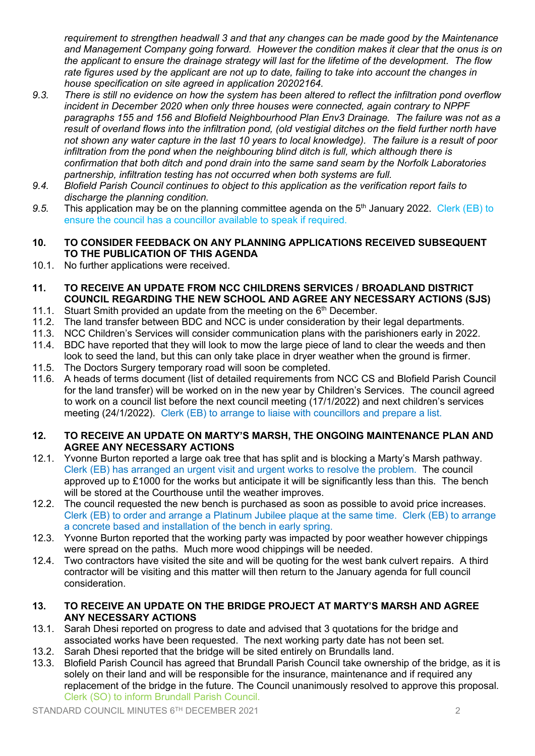*requirement to strengthen headwall 3 and that any changes can be made good by the Maintenance and Management Company going forward. However the condition makes it clear that the onus is on the applicant to ensure the drainage strategy will last for the lifetime of the development. The flow rate figures used by the applicant are not up to date, failing to take into account the changes in house specification on site agreed in application 20202164.*

*9.3. There is still no evidence on how the system has been altered to reflect the infiltration pond overflow incident in December 2020 when only three houses were connected, again contrary to NPPF paragraphs 155 and 156 and Blofield Neighbourhood Plan Env3 Drainage. The failure was not as a result of overland flows into the infiltration pond, (old vestigial ditches on the field further north have not shown any water capture in the last 10 years to local knowledge). The failure is a result of poor infiltration from the pond when the neighbouring blind ditch is full, which although there is confirmation that both ditch and pond drain into the same sand seam by the Norfolk Laboratories partnership, infiltration testing has not occurred when both systems are full.*

*9.4. Blofield Parish Council continues to object to this application as the verification report fails to discharge the planning condition.*

*9.5.* This application may be on the planning committee agenda on the 5th January 2022. Clerk (EB) to ensure the council has a councillor available to speak if required.

## 10. TO CONSIDER FEEDBACK ON ANY PLANNING APPLICATIONS RECEIVED SUBSEQUENT TO THE PUBLICATION OF THIS AGENDA

10.1. No further applications were received.

## 11. TO RECEIVE AN UPDATE FROM NCC CHILDRENS SERVICES / BROADLAND DISTRICT COUNCIL REGARDING THE NEW SCHOOL AND AGREE ANY NECESSARY ACTIONS (SJS)

11.1. Stuart Smith provided an update from the meeting on the 6th December.

11.2. The land transfer between BDC and NCC is under consideration by their legal departments.

11.3. NCC Children's Services will consider communication plans with the parishioners early in 2022.

11.4. BDC have reported that they will look to mow the large piece of land to clear the weeds and then look to seed the land, but this can only take place in dryer weather when the ground is firmer.

11.5. The Doctors Surgery temporary road will soon be completed.

11.6. A heads of terms document (list of detailed requirements from NCC CS and Blofield Parish Council for the land transfer) will be worked on in the new year by Children's Services. The council agreed to work on a council list before the next council meeting (17/1/2022) and next children's services meeting (24/1/2022). Clerk (EB) to arrange to liaise with councillors and prepare a list.

## 12. TO RECEIVE AN UPDATE ON MARTY'S MARSH, THE ONGOING MAINTENANCE PLAN AND AGREE ANY NECESSARY ACTIONS

12.1. Yvonne Burton reported a large oak tree that has split and is blocking a Marty's Marsh pathway. Clerk (EB) has arranged an urgent visit and urgent works to resolve the problem. The council approved up to £1000 for the works but anticipate it will be significantly less than this. The bench will be stored at the Courthouse until the weather improves.

12.2. The council requested the new bench is purchased as soon as possible to avoid price increases. Clerk (EB) to order and arrange a Platinum Jubilee plaque at the same time. Clerk (EB) to arrange a concrete based and installation of the bench in early spring.

12.3. Yvonne Burton reported that the working party was impacted by poor weather however chippings were spread on the paths. Much more wood chippings will be needed.

12.4. Two contractors have visited the site and will be quoting for the west bank culvert repairs. A third contractor will be visiting and this matter will then return to the January agenda for full council consideration.

## 13. TO RECEIVE AN UPDATE ON THE BRIDGE PROJECT AT MARTY'S MARSH AND AGREE ANY NECESSARY ACTIONS

13.1. Sarah Dhesi reported on progress to date and advised that 3 quotations for the bridge and associated works have been requested. The next working party date has not been set.

13.2. Sarah Dhesi reported that the bridge will be sited entirely on Brundalls land.

13.3. Blofield Parish Council has agreed that Brundall Parish Council take ownership of the bridge, as it is solely on their land and will be responsible for the insurance, maintenance and if required any replacement of the bridge in the future. The Council unanimously resolved to approve this proposal. Clerk (SO) to inform Brundall Parish Council.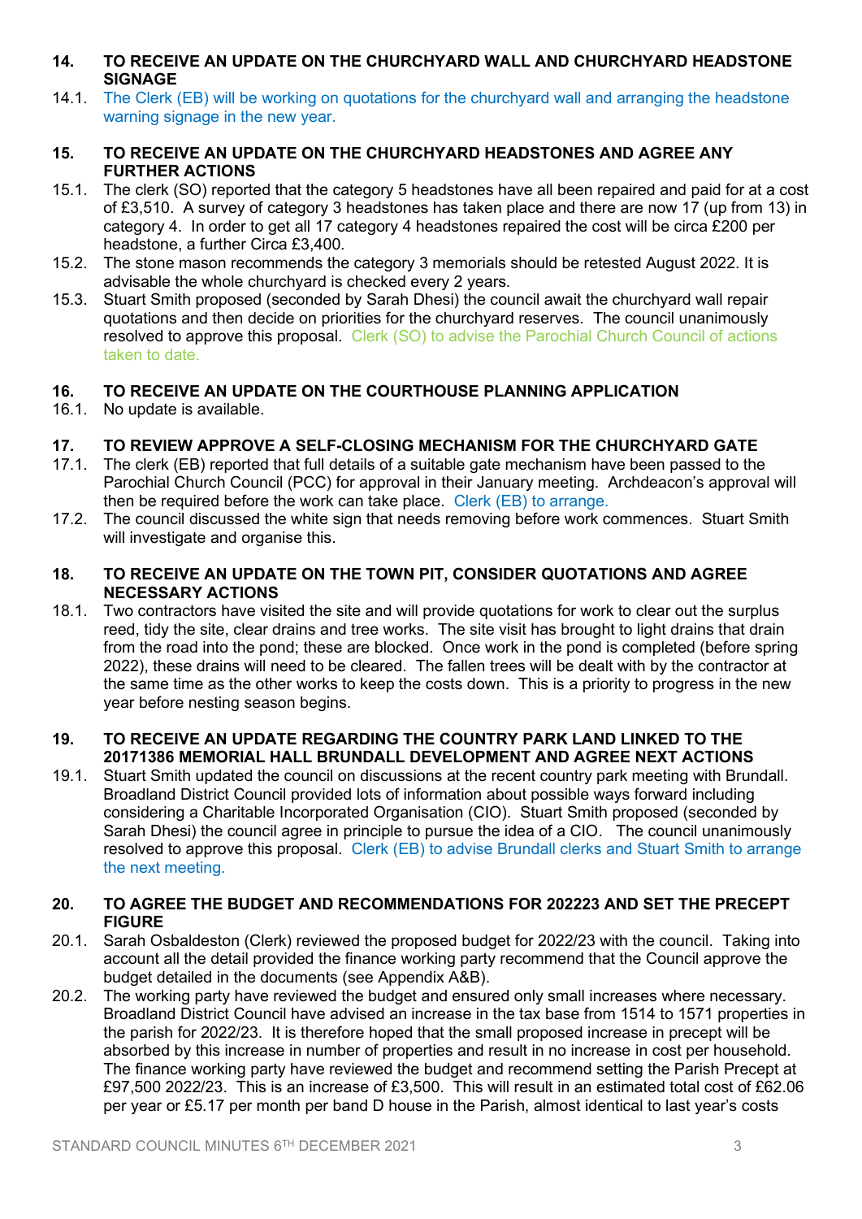**14. TO RECEIVE AN UPDATE ON THE CHURCHYARD WALL AND CHURCHYARD HEADSTONE SIGNAGE**

14.1. The Clerk (EB) will be working on quotations for the churchyard wall and arranging the headstone warning signage in the new year.

**15. TO RECEIVE AN UPDATE ON THE CHURCHYARD HEADSTONES AND AGREE ANY FURTHER ACTIONS**

15.1. The clerk (SO) reported that the category 5 headstones have all been repaired and paid for at a cost of £3,510. A survey of category 3 headstones has taken place and there are now 17 (up from 13) in category 4. In order to get all 17 category 4 headstones repaired the cost will be circa £200 per headstone, a further Circa £3,400.

15.2. The stone mason recommends the category 3 memorials should be retested August 2022. It is advisable the whole churchyard is checked every 2 years.

15.3. Stuart Smith proposed (seconded by Sarah Dhesi) the council await the churchyard wall repair quotations and then decide on priorities for the churchyard reserves. The council unanimously resolved to approve this proposal. Clerk (SO) to advise the Parochial Church Council of actions taken to date.

**16. TO RECEIVE AN UPDATE ON THE COURTHOUSE PLANNING APPLICATION**

16.1. No update is available.

**17. TO REVIEW APPROVE A SELF-CLOSING MECHANISM FOR THE CHURCHYARD GATE**

17.1. The clerk (EB) reported that full details of a suitable gate mechanism have been passed to the Parochial Church Council (PCC) for approval in their January meeting. Archdeacon's approval will then be required before the work can take place. Clerk (EB) to arrange.

17.2. The council discussed the white sign that needs removing before work commences. Stuart Smith will investigate and organise this.

**18. TO RECEIVE AN UPDATE ON THE TOWN PIT, CONSIDER QUOTATIONS AND AGREE NECESSARY ACTIONS**

18.1. Two contractors have visited the site and will provide quotations for work to clear out the surplus reed, tidy the site, clear drains and tree works. The site visit has brought to light drains that drain from the road into the pond; these are blocked. Once work in the pond is completed (before spring 2022), these drains will need to be cleared. The fallen trees will be dealt with by the contractor at the same time as the other works to keep the costs down. This is a priority to progress in the new year before nesting season begins.

**19. TO RECEIVE AN UPDATE REGARDING THE COUNTRY PARK LAND LINKED TO THE 20171386 MEMORIAL HALL BRUNDALL DEVELOPMENT AND AGREE NEXT ACTIONS**

19.1. Stuart Smith updated the council on discussions at the recent country park meeting with Brundall. Broadland District Council provided lots of information about possible ways forward including considering a Charitable Incorporated Organisation (CIO). Stuart Smith proposed (seconded by Sarah Dhesi) the council agree in principle to pursue the idea of a CIO. The council unanimously resolved to approve this proposal. Clerk (EB) to advise Brundall clerks and Stuart Smith to arrange the next meeting.

**20. TO AGREE THE BUDGET AND RECOMMENDATIONS FOR 202223 AND SET THE PRECEPT FIGURE**

20.1. Sarah Osbaldeston (Clerk) reviewed the proposed budget for 2022/23 with the council. Taking into account all the detail provided the finance working party recommend that the Council approve the budget detailed in the documents (see Appendix A&B).

20.2. The working party have reviewed the budget and ensured only small increases where necessary. Broadland District Council have advised an increase in the tax base from 1514 to 1571 properties in the parish for 2022/23. It is therefore hoped that the small proposed increase in precept will be absorbed by this increase in number of properties and result in no increase in cost per household. The finance working party have reviewed the budget and recommend setting the Parish Precept at £97,500 2022/23. This is an increase of £3,500. This will result in an estimated total cost of £62.06 per year or £5.17 per month per band D house in the Parish, almost identical to last year's costs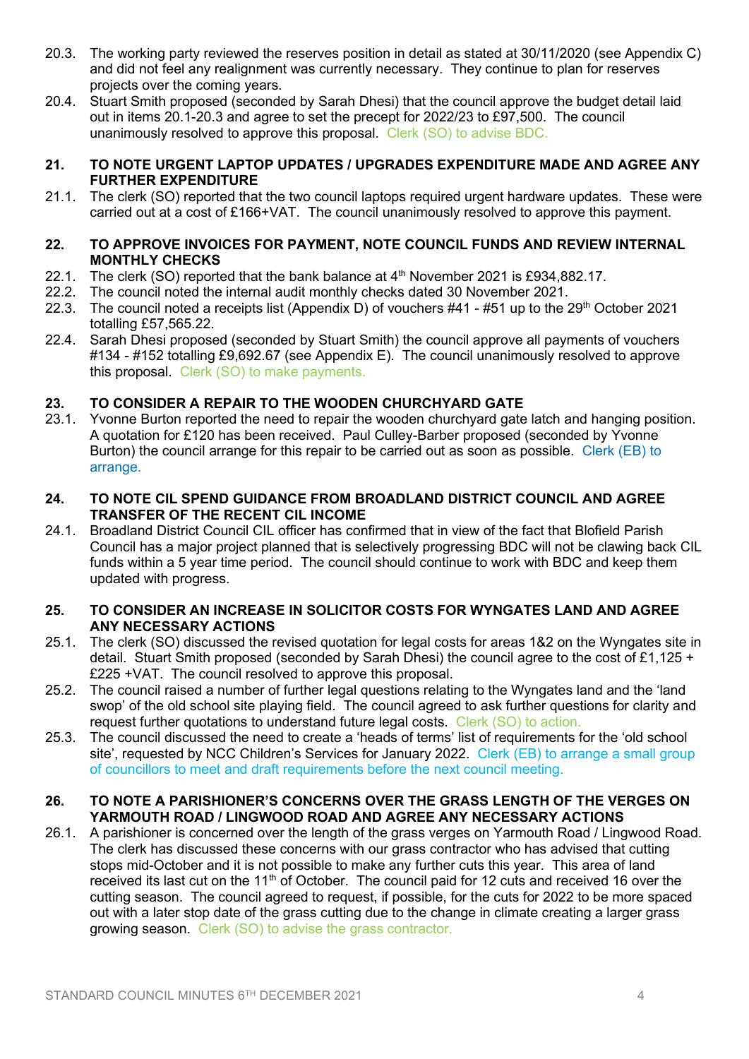20.3. The working party reviewed the reserves position in detail as stated at 30/11/2020 (see Appendix C) and did not feel any realignment was currently necessary. They continue to plan for reserves projects over the coming years.

20.4. Stuart Smith proposed (seconded by Sarah Dhesi) that the council approve the budget detail laid out in items 20.1-20.3 and agree to set the precept for 2022/23 to £97,500. The council unanimously resolved to approve this proposal. Clerk (SO) to advise BDC.

## 21. TO NOTE URGENT LAPTOP UPDATES / UPGRADES EXPENDITURE MADE AND AGREE ANY FURTHER EXPENDITURE

21.1. The clerk (SO) reported that the two council laptops required urgent hardware updates. These were carried out at a cost of £166+VAT. The council unanimously resolved to approve this payment.

## 22. TO APPROVE INVOICES FOR PAYMENT, NOTE COUNCIL FUNDS AND REVIEW INTERNAL MONTHLY CHECKS

22.1. The clerk (SO) reported that the bank balance at 4th November 2021 is £934,882.17.

22.2. The council noted the internal audit monthly checks dated 30 November 2021.

22.3. The council noted a receipts list (Appendix D) of vouchers #41 - #51 up to the 29th October 2021 totalling £57,565.22.

22.4. Sarah Dhesi proposed (seconded by Stuart Smith) the council approve all payments of vouchers #134 - #152 totalling £9,692.67 (see Appendix E). The council unanimously resolved to approve this proposal. Clerk (SO) to make payments.

## 23. TO CONSIDER A REPAIR TO THE WOODEN CHURCHYARD GATE

23.1. Yvonne Burton reported the need to repair the wooden churchyard gate latch and hanging position. A quotation for £120 has been received. Paul Culley-Barber proposed (seconded by Yvonne Burton) the council arrange for this repair to be carried out as soon as possible. Clerk (EB) to arrange.

## 24. TO NOTE CIL SPEND GUIDANCE FROM BROADLAND DISTRICT COUNCIL AND AGREE TRANSFER OF THE RECENT CIL INCOME

24.1. Broadland District Council CIL officer has confirmed that in view of the fact that Blofield Parish Council has a major project planned that is selectively progressing BDC will not be clawing back CIL funds within a 5 year time period. The council should continue to work with BDC and keep them updated with progress.

## 25. TO CONSIDER AN INCREASE IN SOLICITOR COSTS FOR WYNGATES LAND AND AGREE ANY NECESSARY ACTIONS

25.1. The clerk (SO) discussed the revised quotation for legal costs for areas 1&2 on the Wyngates site in detail. Stuart Smith proposed (seconded by Sarah Dhesi) the council agree to the cost of £1,125 + £225 +VAT. The council resolved to approve this proposal.

25.2. The council raised a number of further legal questions relating to the Wyngates land and the 'land swop' of the old school site playing field. The council agreed to ask further questions for clarity and request further quotations to understand future legal costs. Clerk (SO) to action.

25.3. The council discussed the need to create a 'heads of terms' list of requirements for the 'old school site', requested by NCC Children's Services for January 2022. Clerk (EB) to arrange a small group of councillors to meet and draft requirements before the next council meeting.

## 26. TO NOTE A PARISHIONER'S CONCERNS OVER THE GRASS LENGTH OF THE VERGES ON YARMOUTH ROAD / LINGWOOD ROAD AND AGREE ANY NECESSARY ACTIONS

26.1. A parishioner is concerned over the length of the grass verges on Yarmouth Road / Lingwood Road. The clerk has discussed these concerns with our grass contractor who has advised that cutting stops mid-October and it is not possible to make any further cuts this year. This area of land received its last cut on the 11th of October. The council paid for 12 cuts and received 16 over the cutting season. The council agreed to request, if possible, for the cuts for 2022 to be more spaced out with a later stop date of the grass cutting due to the change in climate creating a larger grass growing season. Clerk (SO) to advise the grass contractor.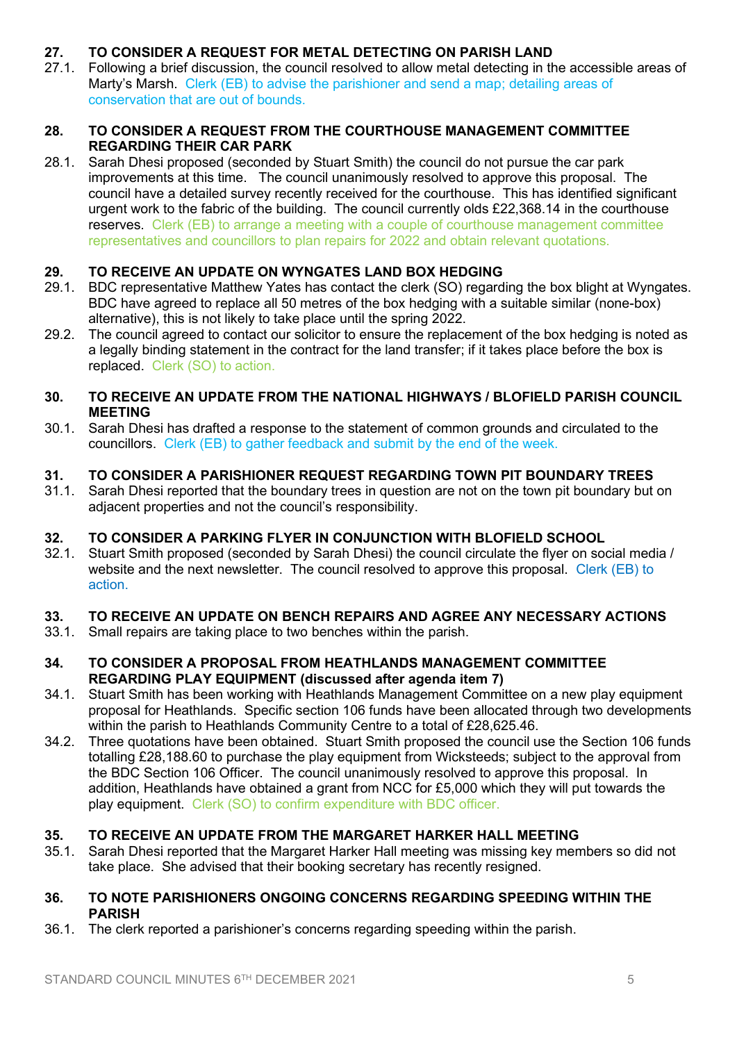**27. TO CONSIDER A REQUEST FOR METAL DETECTING ON PARISH LAND**

27.1. Following a brief discussion, the council resolved to allow metal detecting in the accessible areas of Marty's Marsh. Clerk (EB) to advise the parishioner and send a map; detailing areas of conservation that are out of bounds.

**28. TO CONSIDER A REQUEST FROM THE COURTHOUSE MANAGEMENT COMMITTEE REGARDING THEIR CAR PARK**

28.1. Sarah Dhesi proposed (seconded by Stuart Smith) the council do not pursue the car park improvements at this time. The council unanimously resolved to approve this proposal. The council have a detailed survey recently received for the courthouse. This has identified significant urgent work to the fabric of the building. The council currently olds £22,368.14 in the courthouse reserves. Clerk (EB) to arrange a meeting with a couple of courthouse management committee representatives and councillors to plan repairs for 2022 and obtain relevant quotations.

**29. TO RECEIVE AN UPDATE ON WYNGATES LAND BOX HEDGING**

29.1. BDC representative Matthew Yates has contact the clerk (SO) regarding the box blight at Wyngates. BDC have agreed to replace all 50 metres of the box hedging with a suitable similar (none-box) alternative), this is not likely to take place until the spring 2022.

29.2. The council agreed to contact our solicitor to ensure the replacement of the box hedging is noted as a legally binding statement in the contract for the land transfer; if it takes place before the box is replaced. Clerk (SO) to action.

**30. TO RECEIVE AN UPDATE FROM THE NATIONAL HIGHWAYS / BLOFIELD PARISH COUNCIL MEETING**

30.1. Sarah Dhesi has drafted a response to the statement of common grounds and circulated to the councillors. Clerk (EB) to gather feedback and submit by the end of the week.

**31. TO CONSIDER A PARISHIONER REQUEST REGARDING TOWN PIT BOUNDARY TREES**

31.1. Sarah Dhesi reported that the boundary trees in question are not on the town pit boundary but on adjacent properties and not the council's responsibility.

**32. TO CONSIDER A PARKING FLYER IN CONJUNCTION WITH BLOFIELD SCHOOL**

32.1. Stuart Smith proposed (seconded by Sarah Dhesi) the council circulate the flyer on social media / website and the next newsletter. The council resolved to approve this proposal. Clerk (EB) to action.

**33. TO RECEIVE AN UPDATE ON BENCH REPAIRS AND AGREE ANY NECESSARY ACTIONS**

33.1. Small repairs are taking place to two benches within the parish.

**34. TO CONSIDER A PROPOSAL FROM HEATHLANDS MANAGEMENT COMMITTEE REGARDING PLAY EQUIPMENT (discussed after agenda item 7)**

34.1. Stuart Smith has been working with Heathlands Management Committee on a new play equipment proposal for Heathlands. Specific section 106 funds have been allocated through two developments within the parish to Heathlands Community Centre to a total of £28,625.46.

34.2. Three quotations have been obtained. Stuart Smith proposed the council use the Section 106 funds totalling £28,188.60 to purchase the play equipment from Wicksteeds; subject to the approval from the BDC Section 106 Officer. The council unanimously resolved to approve this proposal. In addition, Heathlands have obtained a grant from NCC for £5,000 which they will put towards the play equipment. Clerk (SO) to confirm expenditure with BDC officer.

**35. TO RECEIVE AN UPDATE FROM THE MARGARET HARKER HALL MEETING**

35.1. Sarah Dhesi reported that the Margaret Harker Hall meeting was missing key members so did not take place. She advised that their booking secretary has recently resigned.

**36. TO NOTE PARISHIONERS ONGOING CONCERNS REGARDING SPEEDING WITHIN THE PARISH**

36.1. The clerk reported a parishioner's concerns regarding speeding within the parish.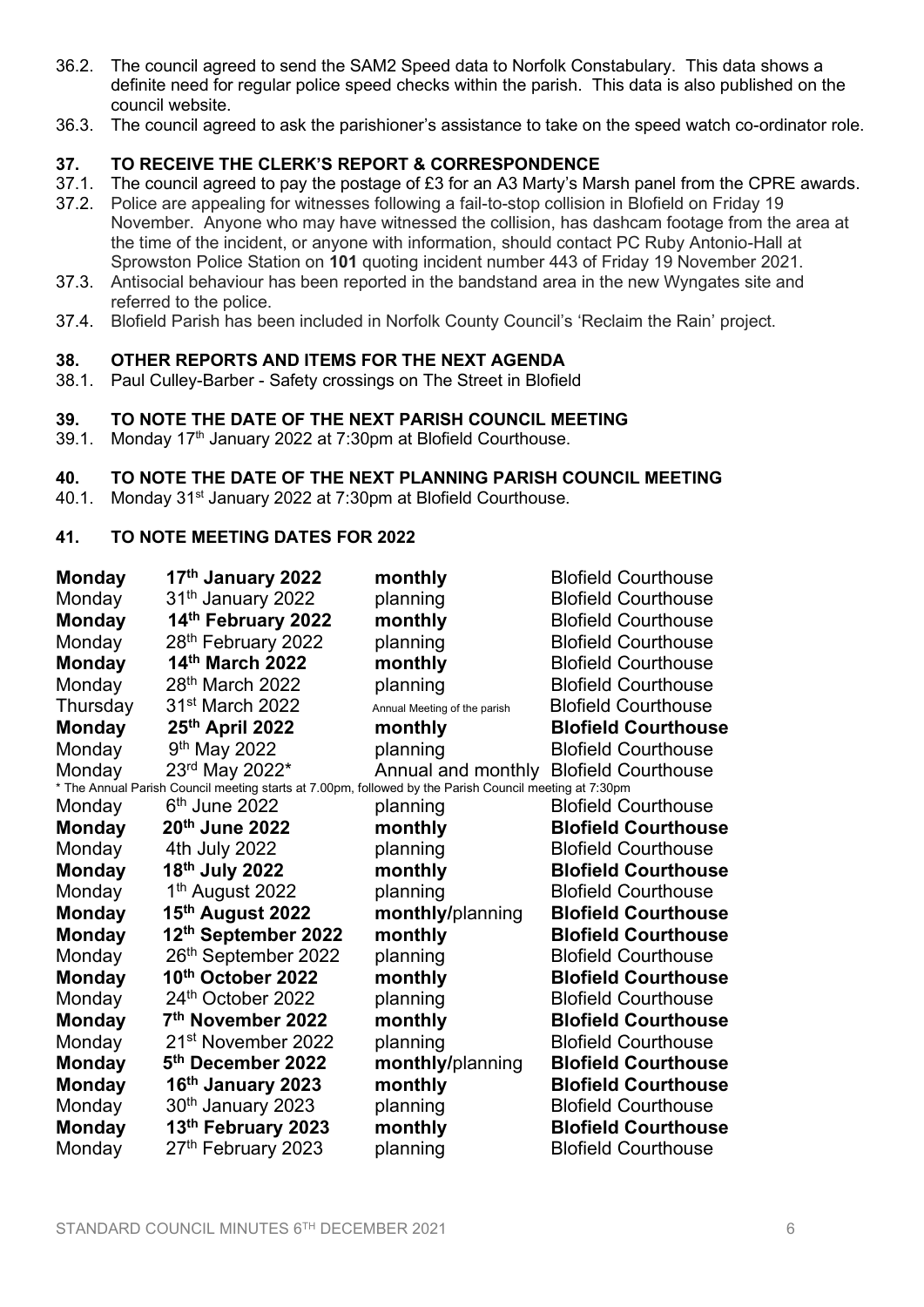36.2. The council agreed to send the SAM2 Speed data to Norfolk Constabulary. This data shows a definite need for regular police speed checks within the parish. This data is also published on the council website.

36.3. The council agreed to ask the parishioner's assistance to take on the speed watch co-ordinator role.

## 37. TO RECEIVE THE CLERK'S REPORT & CORRESPONDENCE

37.1. The council agreed to pay the postage of £3 for an A3 Marty's Marsh panel from the CPRE awards.

37.2. Police are appealing for witnesses following a fail-to-stop collision in Blofield on Friday 19 November. Anyone who may have witnessed the collision, has dashcam footage from the area at the time of the incident, or anyone with information, should contact PC Ruby Antonio-Hall at Sprowston Police Station on **101** quoting incident number 443 of Friday 19 November 2021.

37.3. Antisocial behaviour has been reported in the bandstand area in the new Wyngates site and referred to the police.

37.4. Blofield Parish has been included in Norfolk County Council's 'Reclaim the Rain' project.

## 38. OTHER REPORTS AND ITEMS FOR THE NEXT AGENDA

38.1. Paul Culley-Barber - Safety crossings on The Street in Blofield

## 39. TO NOTE THE DATE OF THE NEXT PARISH COUNCIL MEETING

39.1. Monday 17th January 2022 at 7:30pm at Blofield Courthouse.

## 40. TO NOTE THE DATE OF THE NEXT PLANNING PARISH COUNCIL MEETING

40.1. Monday 31st January 2022 at 7:30pm at Blofield Courthouse.

## 41. TO NOTE MEETING DATES FOR 2022

| | | | |
|---|---|---|---|
| **Monday** | **17th January 2022** | **monthly** | Blofield Courthouse |
| Monday | 31th January 2022 | planning | Blofield Courthouse |
| **Monday** | **14th February 2022** | **monthly** | Blofield Courthouse |
| Monday | 28th February 2022 | planning | Blofield Courthouse |
| **Monday** | **14th March 2022** | **monthly** | Blofield Courthouse |
| Monday | 28th March 2022 | planning | Blofield Courthouse |
| Thursday | 31st March 2022 | Annual Meeting of the parish | Blofield Courthouse |
| **Monday** | **25th April 2022** | **monthly** | **Blofield Courthouse** |
| Monday | 9th May 2022 | planning | Blofield Courthouse |
| Monday | 23rd May 2022* | Annual and monthly | Blofield Courthouse |
| Monday | 6th June 2022 | planning | Blofield Courthouse |
| **Monday** | **20th June 2022** | **monthly** | **Blofield Courthouse** |
| Monday | 4th July 2022 | planning | Blofield Courthouse |
| **Monday** | **18th July 2022** | **monthly** | **Blofield Courthouse** |
| Monday | 1th August 2022 | planning | Blofield Courthouse |
| **Monday** | **15th August 2022** | **monthly**/planning | **Blofield Courthouse** |
| **Monday** | **12th September 2022** | **monthly** | **Blofield Courthouse** |
| Monday | 26th September 2022 | planning | Blofield Courthouse |
| **Monday** | **10th October 2022** | **monthly** | **Blofield Courthouse** |
| Monday | 24th October 2022 | planning | Blofield Courthouse |
| **Monday** | **7th November 2022** | **monthly** | **Blofield Courthouse** |
| Monday | 21st November 2022 | planning | Blofield Courthouse |
| **Monday** | **5th December 2022** | **monthly**/planning | **Blofield Courthouse** |
| **Monday** | **16th January 2023** | **monthly** | **Blofield Courthouse** |
| Monday | 30th January 2023 | planning | Blofield Courthouse |
| **Monday** | **13th February 2023** | **monthly** | **Blofield Courthouse** |
| Monday | 27th February 2023 | planning | Blofield Courthouse |

* The Annual Parish Council meeting starts at 7.00pm, followed by the Parish Council meeting at 7:30pm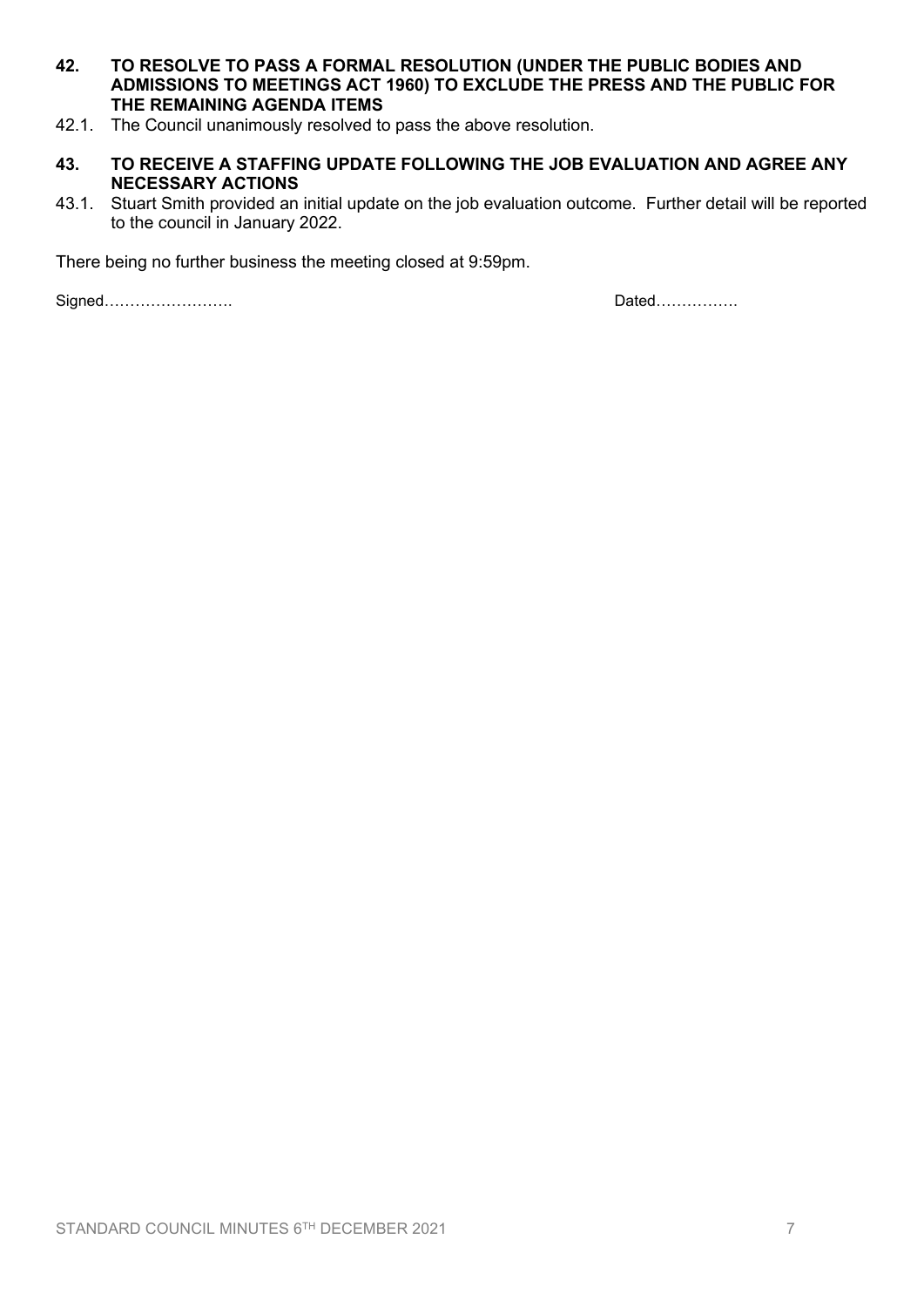**42. TO RESOLVE TO PASS A FORMAL RESOLUTION (UNDER THE PUBLIC BODIES AND ADMISSIONS TO MEETINGS ACT 1960) TO EXCLUDE THE PRESS AND THE PUBLIC FOR THE REMAINING AGENDA ITEMS**

42.1. The Council unanimously resolved to pass the above resolution.

**43. TO RECEIVE A STAFFING UPDATE FOLLOWING THE JOB EVALUATION AND AGREE ANY NECESSARY ACTIONS**

43.1. Stuart Smith provided an initial update on the job evaluation outcome. Further detail will be reported to the council in January 2022.

There being no further business the meeting closed at 9:59pm.

Signed…………………… Dated…………….